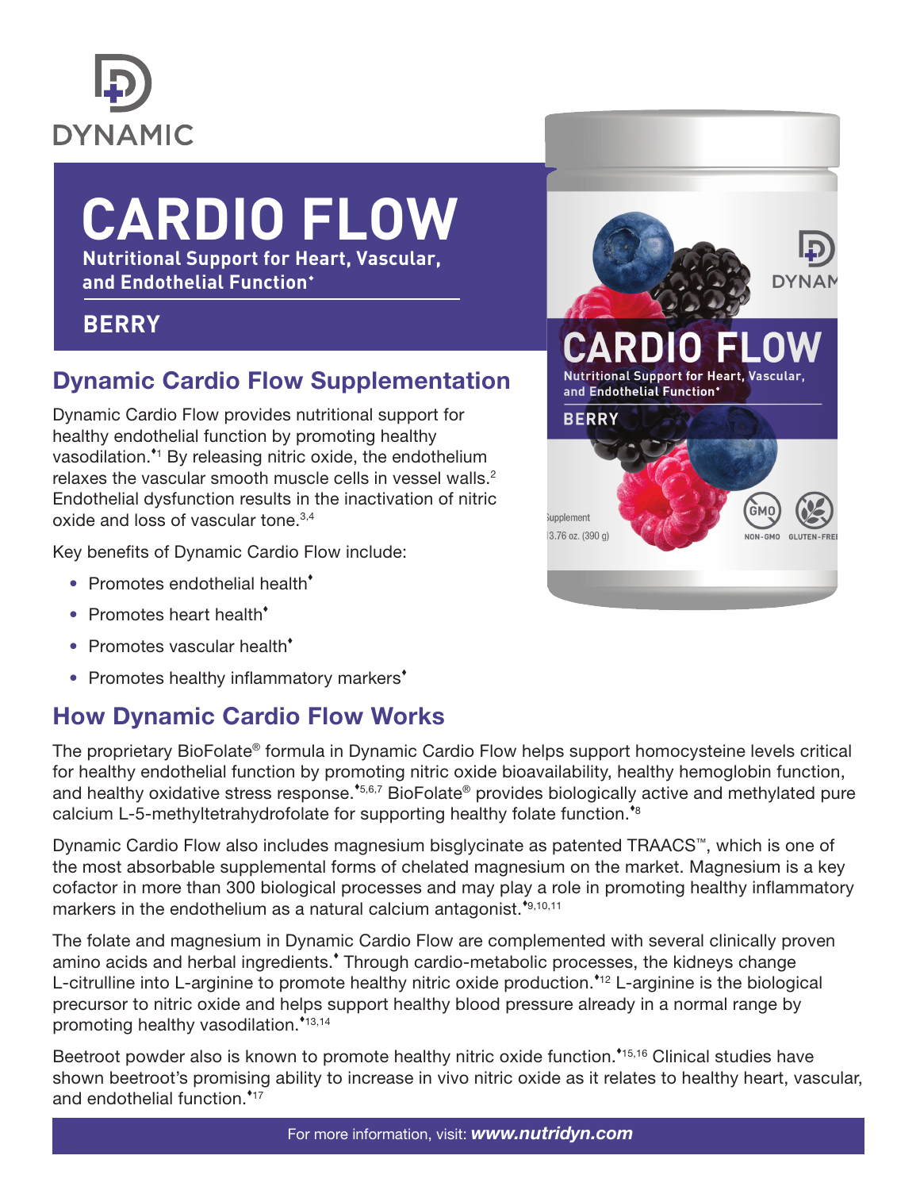DYNAMIC

# CARDIO FLOW

**Nutritional Support for Heart, Vascular, and Endothelial Function♦**

**BERRY**

## Dynamic Cardio Flow Supplementation

Dynamic Cardio Flow provides nutritional support for healthy endothelial function by promoting healthy vasodilation.♦[1] By releasing nitric oxide, the endothelium relaxes the vascular smooth muscle cells in vessel walls.[2] Endothelial dysfunction results in the inactivation of nitric oxide and loss of vascular tone.[3,4]

Key benefits of Dynamic Cardio Flow include:

- Promotes endothelial health♦
- Promotes heart health♦
- Promotes vascular health♦
- Promotes healthy inflammatory markers♦

## How Dynamic Cardio Flow Works

The proprietary BioFolate® formula in Dynamic Cardio Flow helps support homocysteine levels critical for healthy endothelial function by promoting nitric oxide bioavailability, healthy hemoglobin function, and healthy oxidative stress response.♦[5,6,7] BioFolate® provides biologically active and methylated pure calcium L-5-methyltetrahydrofolate for supporting healthy folate function.♦[8]

Dynamic Cardio Flow also includes magnesium bisglycinate as patented TRAACS™, which is one of the most absorbable supplemental forms of chelated magnesium on the market. Magnesium is a key cofactor in more than 300 biological processes and may play a role in promoting healthy inflammatory markers in the endothelium as a natural calcium antagonist.♦[9,10,11]

The folate and magnesium in Dynamic Cardio Flow are complemented with several clinically proven amino acids and herbal ingredients.♦ Through cardio-metabolic processes, the kidneys change L-citrulline into L-arginine to promote healthy nitric oxide production.♦[12] L-arginine is the biological precursor to nitric oxide and helps support healthy blood pressure already in a normal range by promoting healthy vasodilation.♦[13,14]

Beetroot powder also is known to promote healthy nitric oxide function.♦[15,16] Clinical studies have shown beetroot's promising ability to increase in vivo nitric oxide as it relates to healthy heart, vascular, and endothelial function.♦[17]

For more information, visit: ***www.nutridyn.com***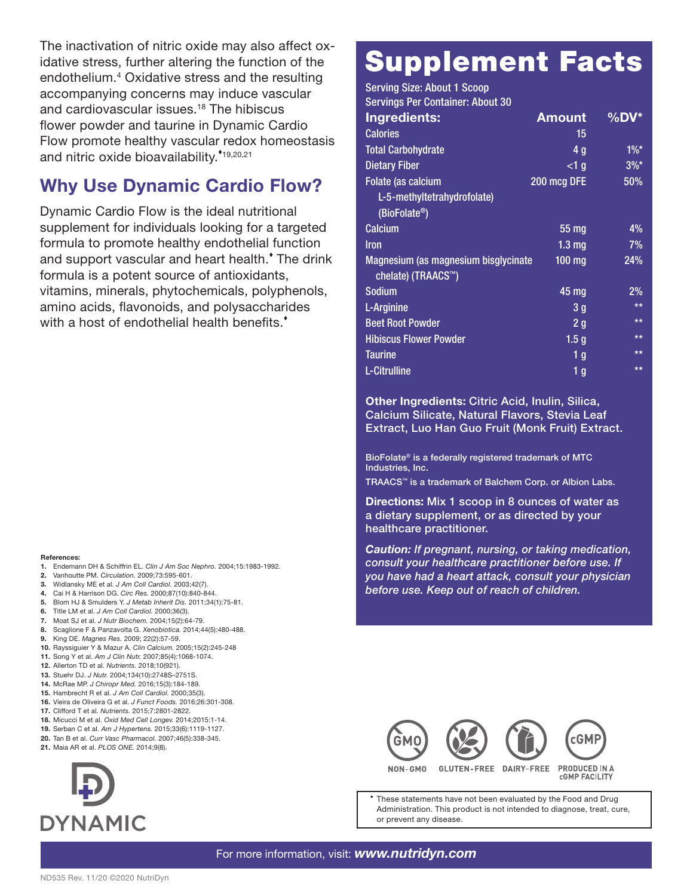The inactivation of nitric oxide may also affect oxidative stress, further altering the function of the endothelium.[4] Oxidative stress and the resulting accompanying concerns may induce vascular and cardiovascular issues.[18] The hibiscus flower powder and taurine in Dynamic Cardio Flow promote healthy vascular redox homeostasis and nitric oxide bioavailability.♦[19,20,21]

## Why Use Dynamic Cardio Flow?

Dynamic Cardio Flow is the ideal nutritional supplement for individuals looking for a targeted formula to promote healthy endothelial function and support vascular and heart health.♦ The drink formula is a potent source of antioxidants, vitamins, minerals, phytochemicals, polyphenols, amino acids, flavonoids, and polysaccharides with a host of endothelial health benefits.♦

# Supplement Facts

Serving Size: About 1 Scoop
Servings Per Container: About 30

| Ingredients: | Amount | %DV* |
|---|---|---|
| Calories | 15 | |
| Total Carbohydrate | 4 g | 1%* |
| Dietary Fiber | <1 g | 3%* |
| Folate (as calcium L-5-methyltetrahydrofolate) (BioFolate®) | 200 mcg DFE | 50% |
| Calcium | 55 mg | 4% |
| Iron | 1.3 mg | 7% |
| Magnesium (as magnesium bisglycinate chelate) (TRAACS™) | 100 mg | 24% |
| Sodium | 45 mg | 2% |
| L-Arginine | 3 g | ** |
| Beet Root Powder | 2 g | ** |
| Hibiscus Flower Powder | 1.5 g | ** |
| Taurine | 1 g | ** |
| L-Citrulline | 1 g | ** |

**Other Ingredients:** Citric Acid, Inulin, Silica, Calcium Silicate, Natural Flavors, Stevia Leaf Extract, Luo Han Guo Fruit (Monk Fruit) Extract.

BioFolate® is a federally registered trademark of MTC Industries, Inc.

TRAACS™ is a trademark of Balchem Corp. or Albion Labs.

**Directions:** Mix 1 scoop in 8 ounces of water as a dietary supplement, or as directed by your healthcare practitioner.

***Caution:*** *If pregnant, nursing, or taking medication, consult your healthcare practitioner before use. If you have had a heart attack, consult your physician before use. Keep out of reach of children.*

NON-GMO GLUTEN-FREE DAIRY-FREE PRODUCED IN A cGMP FACILITY

♦ These statements have not been evaluated by the Food and Drug Administration. This product is not intended to diagnose, treat, cure, or prevent any disease.

**References:**

1. Endemann DH & Schiffrin EL. *Clin J Am Soc Nephro.* 2004;15:1983-1992.
2. Vanhoutte PM. *Circulation.* 2009;73:595-601.
3. Widlansky ME et al. *J Am Coll Cardiol.* 2003;42(7).
4. Cai H & Harrison DG. *Circ Res.* 2000;87(10):840-844.
5. Blom HJ & Smulders Y. *J Metab Inherit Dis.* 2011;34(1):75-81.
6. Title LM et al. *J Am Coll Cardiol.* 2000;36(3).
7. Moat SJ et al. *J Nutr Biochem.* 2004;15(2):64-79.
8. Scaglione F & Panzavolta G. *Xenobiotica.* 2014;44(5):480-488.
9. King DE. *Magnes Res.* 2009; 22(2):57-59.
10. Rayssiguier Y & Mazur A. *Clin Calcium.* 2005;15(2):245-248
11. Song Y et al. *Am J Clin Nutr.* 2007;85(4):1068-1074.
12. Allerton TD et al. *Nutrients.* 2018;10(921).
13. Stuehr DJ. *J Nutr.* 2004;134(10):2748S–2751S.
14. McRae MP. *J Chiropr Med.* 2016;15(3):184-189.
15. Hambrecht R et al. *J Am Coll Cardiol.* 2000;35(3).
16. Vieira de Oliveira G et al. *J Funct Foods.* 2016;26:301-308.
17. Clifford T et al. *Nutrients.* 2015;7:2801-2822.
18. Micucci M et al. *Oxid Med Cell Longev.* 2014;2015:1-14.
19. Serban C et al. *Am J Hypertens.* 2015;33(6):1119-1127.
20. Tan B et al. *Curr Vasc Pharmacol.* 2007;46(5):338-345.
21. Maia AR et al. *PLOS ONE.* 2014;9(8).

DYNAMIC

For more information, visit: ***www.nutridyn.com***

ND535 Rev. 11/20 ©2020 NutriDyn